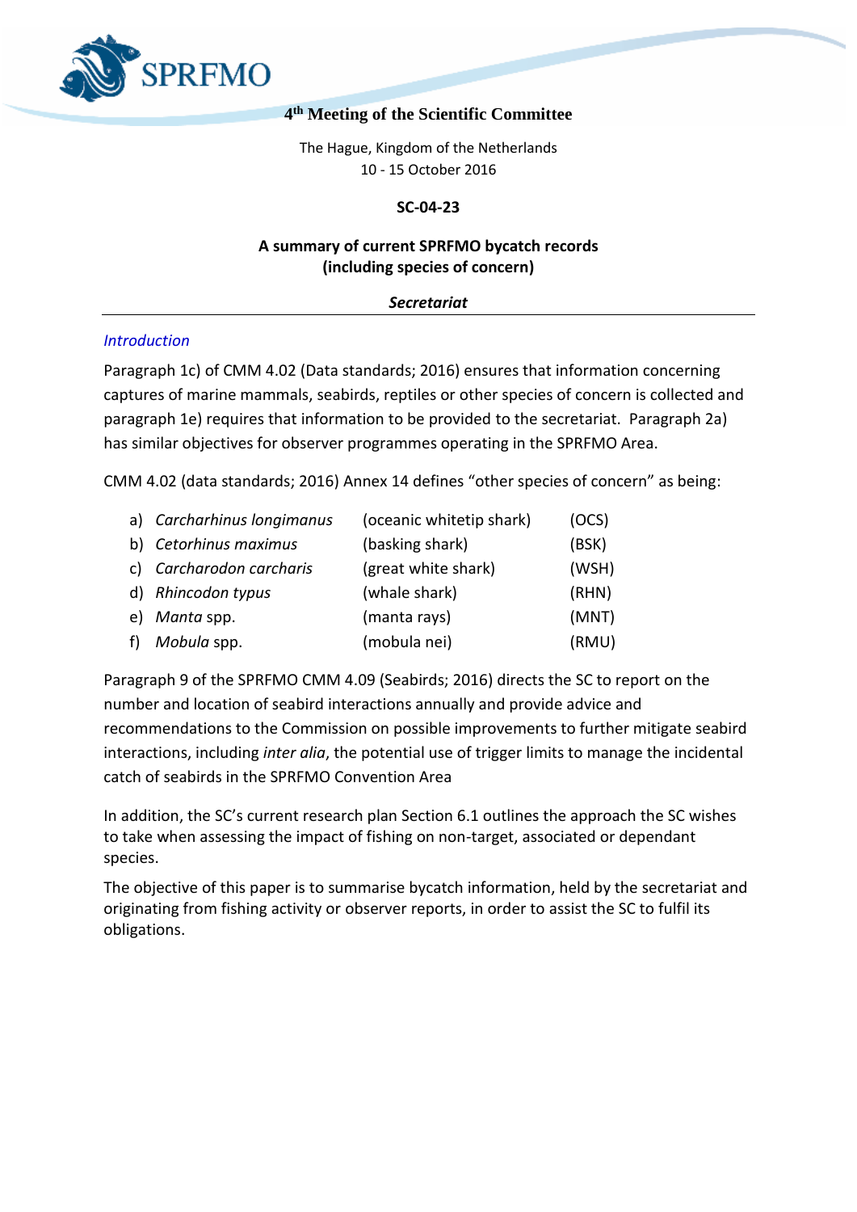# 4th Meeting of the Scientific Committee

The Hague, Kingdom of the Netherlands
10 - 15 October 2016

**SC-04-23**

**A summary of current SPRFMO bycatch records (including species of concern)**

***Secretariat***

---

## *Introduction*

Paragraph 1c) of CMM 4.02 (Data standards; 2016) ensures that information concerning captures of marine mammals, seabirds, reptiles or other species of concern is collected and paragraph 1e) requires that information to be provided to the secretariat. Paragraph 2a) has similar objectives for observer programmes operating in the SPRFMO Area.

CMM 4.02 (data standards; 2016) Annex 14 defines "other species of concern" as being:

| | | | |
|---|---|---|---|
| a) | *Carcharhinus longimanus* | (oceanic whitetip shark) | (OCS) |
| b) | *Cetorhinus maximus* | (basking shark) | (BSK) |
| c) | *Carcharodon carcharis* | (great white shark) | (WSH) |
| d) | *Rhincodon typus* | (whale shark) | (RHN) |
| e) | *Manta* spp. | (manta rays) | (MNT) |
| f) | *Mobula* spp. | (mobula nei) | (RMU) |

Paragraph 9 of the SPRFMO CMM 4.09 (Seabirds; 2016) directs the SC to report on the number and location of seabird interactions annually and provide advice and recommendations to the Commission on possible improvements to further mitigate seabird interactions, including *inter alia*, the potential use of trigger limits to manage the incidental catch of seabirds in the SPRFMO Convention Area

In addition, the SC's current research plan Section 6.1 outlines the approach the SC wishes to take when assessing the impact of fishing on non-target, associated or dependant species.

The objective of this paper is to summarise bycatch information, held by the secretariat and originating from fishing activity or observer reports, in order to assist the SC to fulfil its obligations.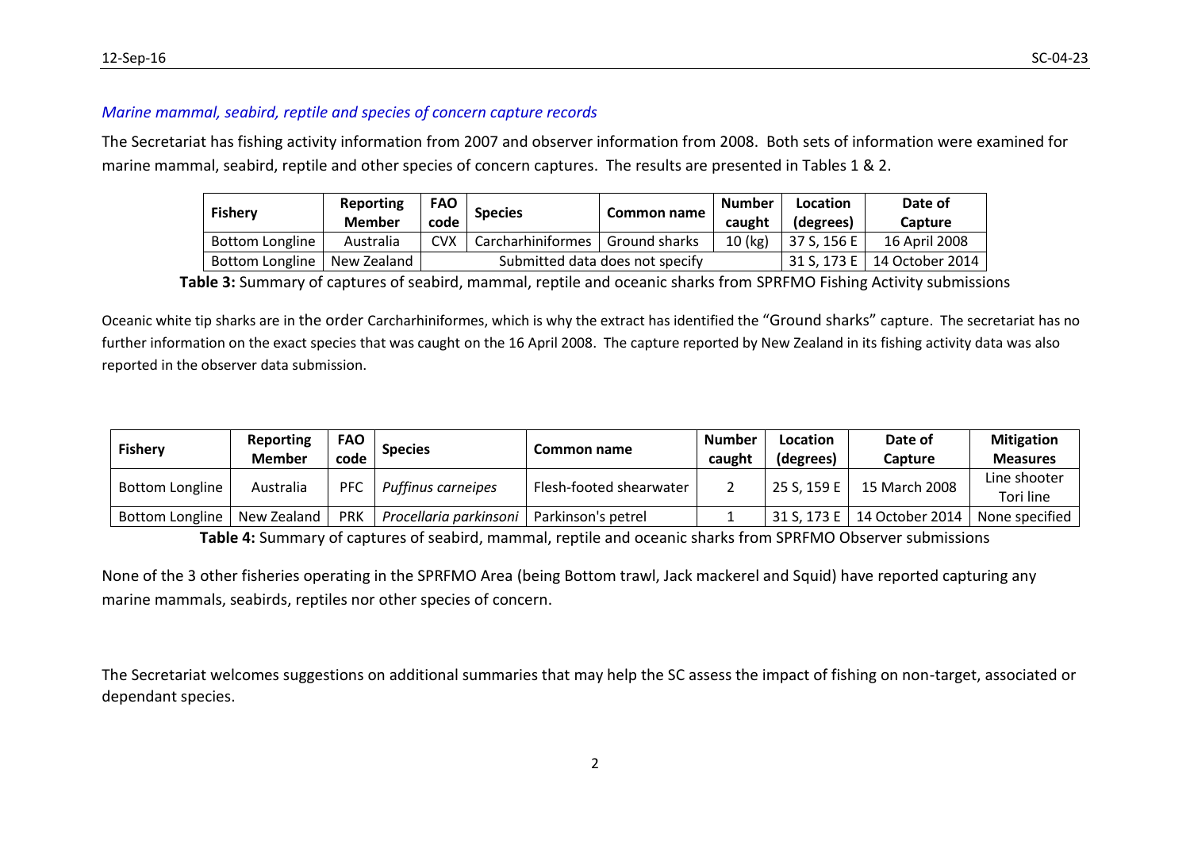*Marine mammal, seabird, reptile and species of concern capture records*

The Secretariat has fishing activity information from 2007 and observer information from 2008. Both sets of information were examined for marine mammal, seabird, reptile and other species of concern captures. The results are presented in Tables 1 & 2.

| Fishery | Reporting Member | FAO code | Species | Common name | Number caught | Location (degrees) | Date of Capture |
|---|---|---|---|---|---|---|---|
| Bottom Longline | Australia | CVX | Carcharhiniformes | Ground sharks | 10 (kg) | 37 S, 156 E | 16 April 2008 |
| Bottom Longline | New Zealand | Submitted data does not specify | | | | 31 S, 173 E | 14 October 2014 |

**Table 3:** Summary of captures of seabird, mammal, reptile and oceanic sharks from SPRFMO Fishing Activity submissions

Oceanic white tip sharks are in the order Carcharhiniformes, which is why the extract has identified the "Ground sharks" capture. The secretariat has no further information on the exact species that was caught on the 16 April 2008. The capture reported by New Zealand in its fishing activity data was also reported in the observer data submission.

| Fishery | Reporting Member | FAO code | Species | Common name | Number caught | Location (degrees) | Date of Capture | Mitigation Measures |
|---|---|---|---|---|---|---|---|---|
| Bottom Longline | Australia | PFC | *Puffinus carneipes* | Flesh-footed shearwater | 2 | 25 S, 159 E | 15 March 2008 | Line shooter Tori line |
| Bottom Longline | New Zealand | PRK | *Procellaria parkinsoni* | Parkinson's petrel | 1 | 31 S, 173 E | 14 October 2014 | None specified |

**Table 4:** Summary of captures of seabird, mammal, reptile and oceanic sharks from SPRFMO Observer submissions

None of the 3 other fisheries operating in the SPRFMO Area (being Bottom trawl, Jack mackerel and Squid) have reported capturing any marine mammals, seabirds, reptiles nor other species of concern.

The Secretariat welcomes suggestions on additional summaries that may help the SC assess the impact of fishing on non-target, associated or dependant species.